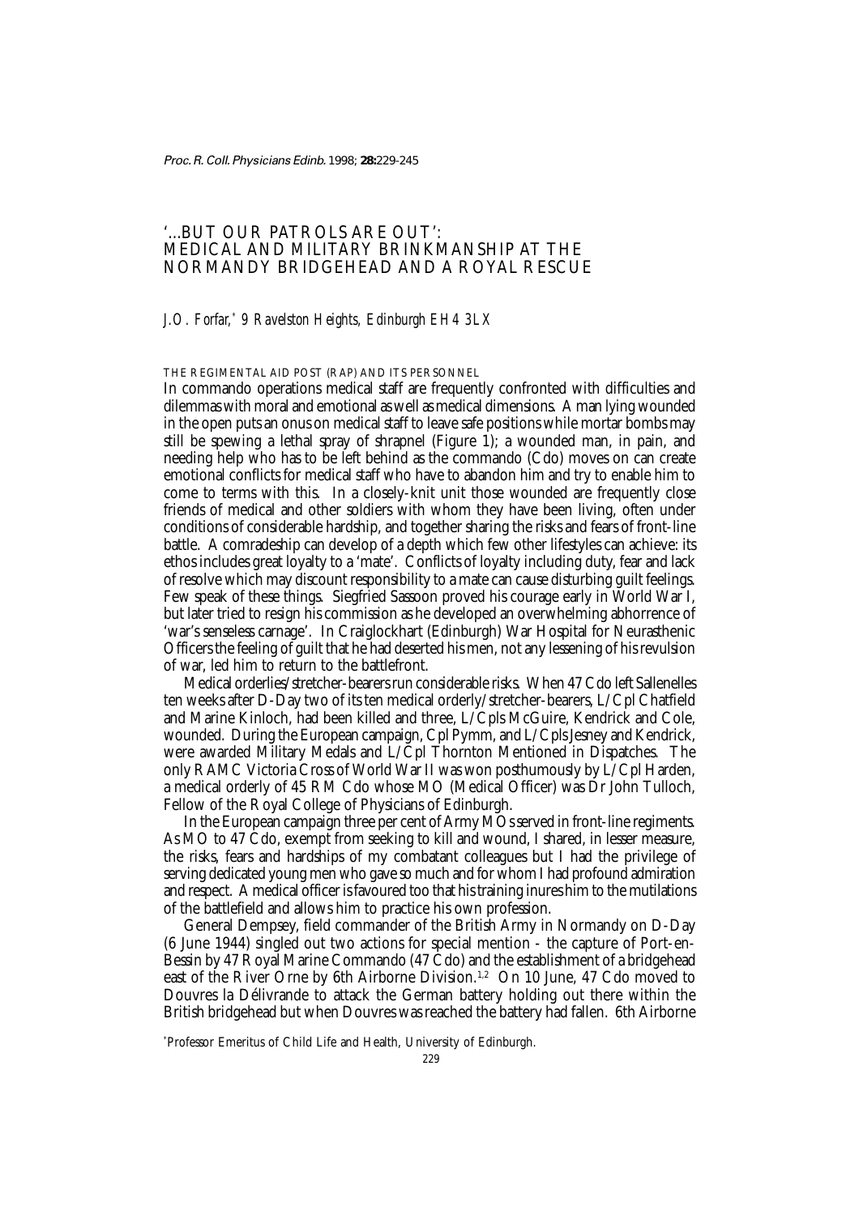# '...BUT OUR PATROLS ARE OUT': MEDICAL AND MILITARY BRINKMANSHIP AT THE NORMANDY BRIDGEHEAD AND A ROYAL RESCUE

*J.O. Forfar,*[*] *9 Ravelston Heights, Edinburgh EH4 3LX*

## THE REGIMENTAL AID POST (RAP) AND ITS PERSONNEL

In commando operations medical staff are frequently confronted with difficulties and dilemmas with moral and emotional as well as medical dimensions. A man lying wounded in the open puts an onus on medical staff to leave safe positions while mortar bombs may still be spewing a lethal spray of shrapnel (Figure 1); a wounded man, in pain, and needing help who has to be left behind as the commando (Cdo) moves on can create emotional conflicts for medical staff who have to abandon him and try to enable him to come to terms with this. In a closely-knit unit those wounded are frequently close friends of medical and other soldiers with whom they have been living, often under conditions of considerable hardship, and together sharing the risks and fears of front-line battle. A comradeship can develop of a depth which few other lifestyles can achieve: its ethos includes great loyalty to a 'mate'. Conflicts of loyalty including duty, fear and lack of resolve which may discount responsibility to a mate can cause disturbing guilt feelings. Few speak of these things. Siegfried Sassoon proved his courage early in World War I, but later tried to resign his commission as he developed an overwhelming abhorrence of 'war's senseless carnage'. In Craiglockhart (Edinburgh) War Hospital for Neurasthenic Officers the feeling of guilt that he had deserted his men, not any lessening of his revulsion of war, led him to return to the battlefront.

Medical orderlies/stretcher-bearers run considerable risks. When 47 Cdo left Sallenelles ten weeks after D-Day two of its ten medical orderly/stretcher-bearers, L/Cpl Chatfield and Marine Kinloch, had been killed and three, L/Cpls McGuire, Kendrick and Cole, wounded. During the European campaign, Cpl Pymm, and L/Cpls Jesney and Kendrick, were awarded Military Medals and L/Cpl Thornton Mentioned in Dispatches. The only RAMC Victoria Cross of World War II was won posthumously by L/Cpl Harden, a medical orderly of 45 RM Cdo whose MO (Medical Officer) was Dr John Tulloch, Fellow of the Royal College of Physicians of Edinburgh.

In the European campaign three per cent of Army MOs served in front-line regiments. As MO to 47 Cdo, exempt from seeking to kill and wound, I shared, in lesser measure, the risks, fears and hardships of my combatant colleagues but I had the privilege of serving dedicated young men who gave so much and for whom I had profound admiration and respect. A medical officer is favoured too that his training inures him to the mutilations of the battlefield and allows him to practice his own profession.

General Dempsey, field commander of the British Army in Normandy on D-Day (6 June 1944) singled out two actions for special mention - the capture of Port-en-Bessin by 47 Royal Marine Commando (47 Cdo) and the establishment of a bridgehead east of the River Orne by 6th Airborne Division.[1,2] On 10 June, 47 Cdo moved to Douvres la Délivrande to attack the German battery holding out there within the British bridgehead but when Douvres was reached the battery had fallen. 6th Airborne

[*] Professor Emeritus of Child Life and Health, University of Edinburgh.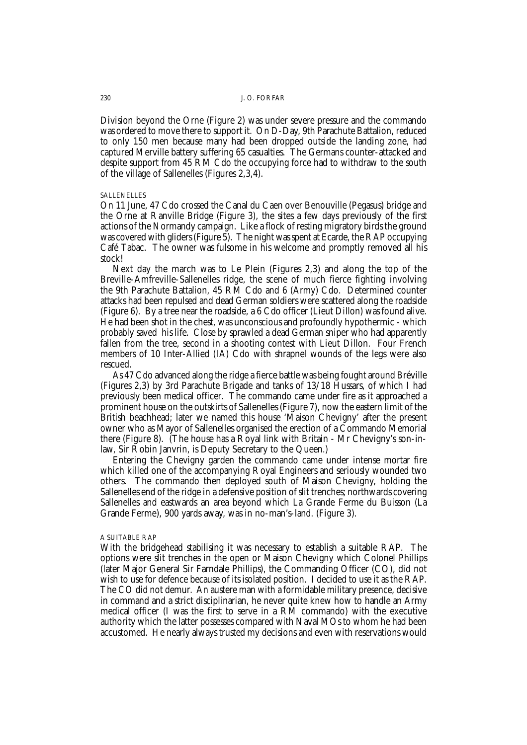Division beyond the Orne (Figure 2) was under severe pressure and the commando was ordered to move there to support it. On D-Day, 9th Parachute Battalion, reduced to only 150 men because many had been dropped outside the landing zone, had captured Merville battery suffering 65 casualties. The Germans counter-attacked and despite support from 45 RM Cdo the occupying force had to withdraw to the south of the village of Sallenelles (Figures 2,3,4).

### SALLENELLES

On 11 June, 47 Cdo crossed the Canal du Caen over Benouville (Pegasus) bridge and the Orne at Ranville Bridge (Figure 3), the sites a few days previously of the first actions of the Normandy campaign. Like a flock of resting migratory birds the ground was covered with gliders (Figure 5). The night was spent at Ecarde, the RAP occupying Café Tabac. The owner was fulsome in his welcome and promptly removed all his stock!

Next day the march was to Le Plein (Figures 2,3) and along the top of the Breville-Amfreville-Sallenelles ridge, the scene of much fierce fighting involving the 9th Parachute Battalion, 45 RM Cdo and 6 (Army) Cdo. Determined counter attacks had been repulsed and dead German soldiers were scattered along the roadside (Figure 6). By a tree near the roadside, a 6 Cdo officer (Lieut Dillon) was found alive. He had been shot in the chest, was unconscious and profoundly hypothermic - which probably saved his life. Close by sprawled a dead German sniper who had apparently fallen from the tree, second in a shooting contest with Lieut Dillon. Four French members of 10 Inter-Allied (IA) Cdo with shrapnel wounds of the legs were also rescued.

As 47 Cdo advanced along the ridge a fierce battle was being fought around Bréville (Figures 2,3) by 3rd Parachute Brigade and tanks of 13/18 Hussars, of which I had previously been medical officer. The commando came under fire as it approached a prominent house on the outskirts of Sallenelles (Figure 7), now the eastern limit of the British beachhead; later we named this house 'Maison Chevigny' after the present owner who as Mayor of Sallenelles organised the erection of a Commando Memorial there (Figure 8). (The house has a Royal link with Britain - Mr Chevigny's son-in-law, Sir Robin Janvrin, is Deputy Secretary to the Queen.)

Entering the Chevigny garden the commando came under intense mortar fire which killed one of the accompanying Royal Engineers and seriously wounded two others. The commando then deployed south of Maison Chevigny, holding the Sallenelles end of the ridge in a defensive position of slit trenches; northwards covering Sallenelles and eastwards an area beyond which La Grande Ferme du Buisson (La Grande Ferme), 900 yards away, was in no-man's-land. (Figure 3).

### A SUITABLE RAP

With the bridgehead stabilising it was necessary to establish a suitable RAP. The options were slit trenches in the open or Maison Chevigny which Colonel Phillips (later Major General Sir Farndale Phillips), the Commanding Officer (CO), did not wish to use for defence because of its isolated position. I decided to use it as the RAP. The CO did not demur. An austere man with a formidable military presence, decisive in command and a strict disciplinarian, he never quite knew how to handle an Army medical officer (I was the first to serve in a RM commando) with the executive authority which the latter possesses compared with Naval MOs to whom he had been accustomed. He nearly always trusted my decisions and even with reservations would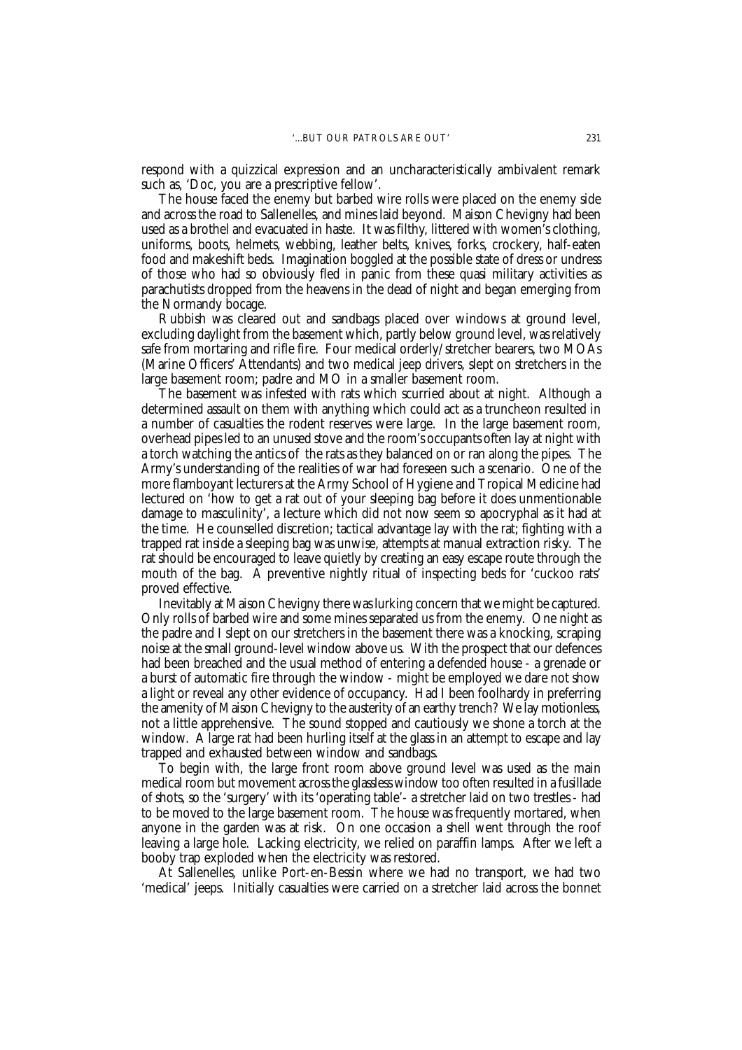respond with a quizzical expression and an uncharacteristically ambivalent remark such as, 'Doc, you are a prescriptive fellow'.

The house faced the enemy but barbed wire rolls were placed on the enemy side and across the road to Sallenelles, and mines laid beyond. Maison Chevigny had been used as a brothel and evacuated in haste. It was filthy, littered with women's clothing, uniforms, boots, helmets, webbing, leather belts, knives, forks, crockery, half-eaten food and makeshift beds. Imagination boggled at the possible state of dress or undress of those who had so obviously fled in panic from these quasi military activities as parachutists dropped from the heavens in the dead of night and began emerging from the Normandy bocage.

Rubbish was cleared out and sandbags placed over windows at ground level, excluding daylight from the basement which, partly below ground level, was relatively safe from mortaring and rifle fire. Four medical orderly/stretcher bearers, two MOAs (Marine Officers' Attendants) and two medical jeep drivers, slept on stretchers in the large basement room; padre and MO in a smaller basement room.

The basement was infested with rats which scurried about at night. Although a determined assault on them with anything which could act as a truncheon resulted in a number of casualties the rodent reserves were large. In the large basement room, overhead pipes led to an unused stove and the room's occupants often lay at night with a torch watching the antics of the rats as they balanced on or ran along the pipes. The Army's understanding of the realities of war had foreseen such a scenario. One of the more flamboyant lecturers at the Army School of Hygiene and Tropical Medicine had lectured on 'how to get a rat out of your sleeping bag before it does unmentionable damage to masculinity', a lecture which did not now seem so apocryphal as it had at the time. He counselled discretion; tactical advantage lay with the rat; fighting with a trapped rat inside a sleeping bag was unwise, attempts at manual extraction risky. The rat should be encouraged to leave quietly by creating an easy escape route through the mouth of the bag. A preventive nightly ritual of inspecting beds for 'cuckoo rats' proved effective.

Inevitably at Maison Chevigny there was lurking concern that we might be captured. Only rolls of barbed wire and some mines separated us from the enemy. One night as the padre and I slept on our stretchers in the basement there was a knocking, scraping noise at the small ground-level window above us. With the prospect that our defences had been breached and the usual method of entering a defended house - a grenade or a burst of automatic fire through the window - might be employed we dare not show a light or reveal any other evidence of occupancy. Had I been foolhardy in preferring the amenity of Maison Chevigny to the austerity of an earthy trench? We lay motionless, not a little apprehensive. The sound stopped and cautiously we shone a torch at the window. A large rat had been hurling itself at the glass in an attempt to escape and lay trapped and exhausted between window and sandbags.

To begin with, the large front room above ground level was used as the main medical room but movement across the glassless window too often resulted in a fusillade of shots, so the 'surgery' with its 'operating table'- a stretcher laid on two trestles - had to be moved to the large basement room. The house was frequently mortared, when anyone in the garden was at risk. On one occasion a shell went through the roof leaving a large hole. Lacking electricity, we relied on paraffin lamps. After we left a booby trap exploded when the electricity was restored.

At Sallenelles, unlike Port-en-Bessin where we had no transport, we had two 'medical' jeeps. Initially casualties were carried on a stretcher laid across the bonnet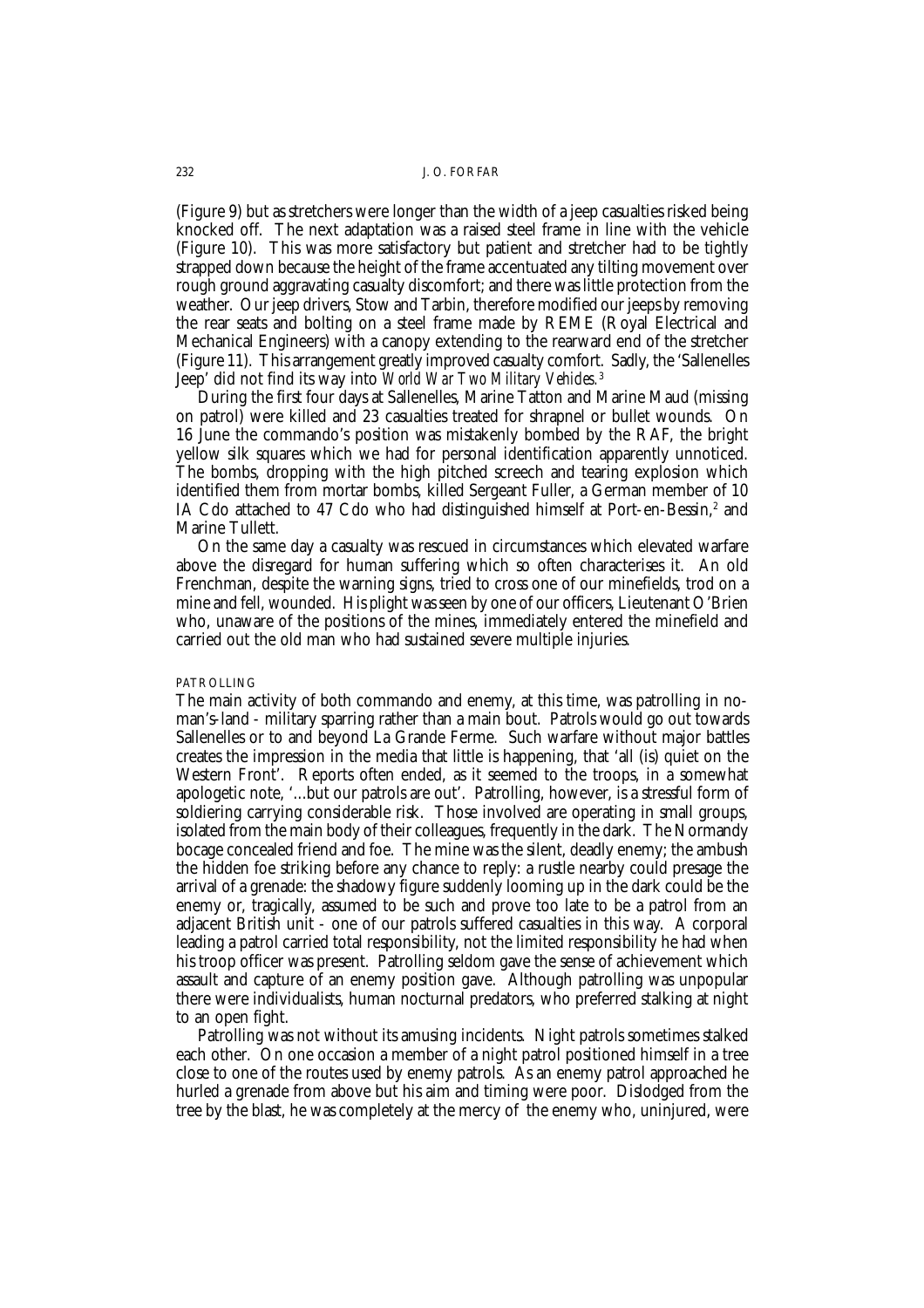(Figure 9) but as stretchers were longer than the width of a jeep casualties risked being knocked off. The next adaptation was a raised steel frame in line with the vehicle (Figure 10). This was more satisfactory but patient and stretcher had to be tightly strapped down because the height of the frame accentuated any tilting movement over rough ground aggravating casualty discomfort; and there was little protection from the weather. Our jeep drivers, Stow and Tarbin, therefore modified our jeeps by removing the rear seats and bolting on a steel frame made by REME (Royal Electrical and Mechanical Engineers) with a canopy extending to the rearward end of the stretcher (Figure 11). This arrangement greatly improved casualty comfort. Sadly, the 'Sallenelles Jeep' did not find its way into *World War Two Military Vehicles.*[3]

During the first four days at Sallenelles, Marine Tatton and Marine Maud (missing on patrol) were killed and 23 casualties treated for shrapnel or bullet wounds. On 16 June the commando's position was mistakenly bombed by the RAF, the bright yellow silk squares which we had for personal identification apparently unnoticed. The bombs, dropping with the high pitched screech and tearing explosion which identified them from mortar bombs, killed Sergeant Fuller, a German member of 10 IA Cdo attached to 47 Cdo who had distinguished himself at Port-en-Bessin,[2] and Marine Tullett.

On the same day a casualty was rescued in circumstances which elevated warfare above the disregard for human suffering which so often characterises it. An old Frenchman, despite the warning signs, tried to cross one of our minefields, trod on a mine and fell, wounded. His plight was seen by one of our officers, Lieutenant O'Brien who, unaware of the positions of the mines, immediately entered the minefield and carried out the old man who had sustained severe multiple injuries.

## PATROLLING

The main activity of both commando and enemy, at this time, was patrolling in no-man's-land - military sparring rather than a main bout. Patrols would go out towards Sallenelles or to and beyond La Grande Ferme. Such warfare without major battles creates the impression in the media that little is happening, that 'all (is) quiet on the Western Front'. Reports often ended, as it seemed to the troops, in a somewhat apologetic note, '...but our patrols are out'. Patrolling, however, is a stressful form of soldiering carrying considerable risk. Those involved are operating in small groups, isolated from the main body of their colleagues, frequently in the dark. The Normandy bocage concealed friend and foe. The mine was the silent, deadly enemy; the ambush the hidden foe striking before any chance to reply: a rustle nearby could presage the arrival of a grenade: the shadowy figure suddenly looming up in the dark could be the enemy or, tragically, assumed to be such and prove too late to be a patrol from an adjacent British unit - one of our patrols suffered casualties in this way. A corporal leading a patrol carried total responsibility, not the limited responsibility he had when his troop officer was present. Patrolling seldom gave the sense of achievement which assault and capture of an enemy position gave. Although patrolling was unpopular there were individualists, human nocturnal predators, who preferred stalking at night to an open fight.

Patrolling was not without its amusing incidents. Night patrols sometimes stalked each other. On one occasion a member of a night patrol positioned himself in a tree close to one of the routes used by enemy patrols. As an enemy patrol approached he hurled a grenade from above but his aim and timing were poor. Dislodged from the tree by the blast, he was completely at the mercy of the enemy who, uninjured, were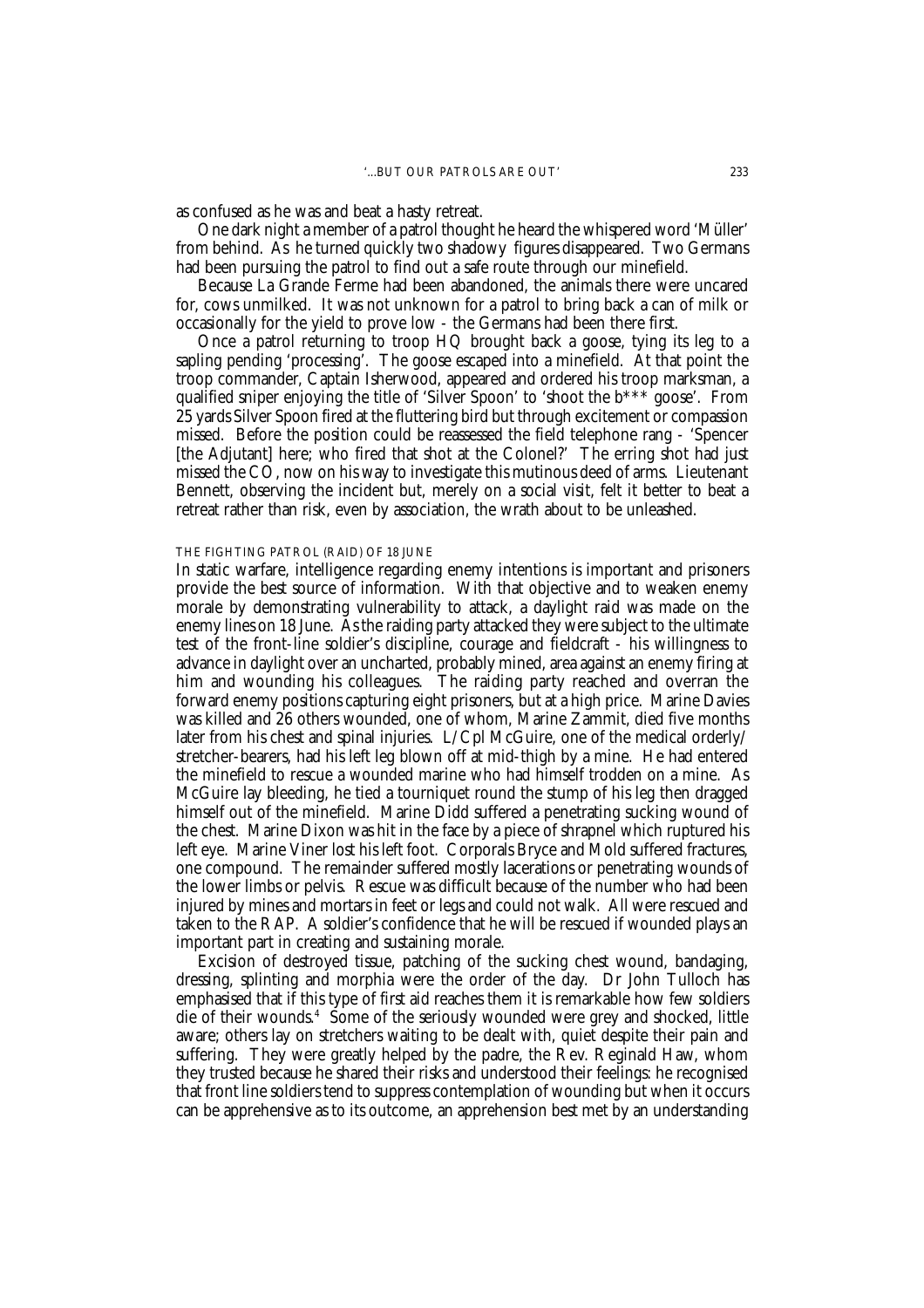as confused as he was and beat a hasty retreat.

One dark night a member of a patrol thought he heard the whispered word 'Müller' from behind. As he turned quickly two shadowy figures disappeared. Two Germans had been pursuing the patrol to find out a safe route through our minefield.

Because La Grande Ferme had been abandoned, the animals there were uncared for, cows unmilked. It was not unknown for a patrol to bring back a can of milk or occasionally for the yield to prove low - the Germans had been there first.

Once a patrol returning to troop HQ brought back a goose, tying its leg to a sapling pending 'processing'. The goose escaped into a minefield. At that point the troop commander, Captain Isherwood, appeared and ordered his troop marksman, a qualified sniper enjoying the title of 'Silver Spoon' to 'shoot the b*** goose'. From 25 yards Silver Spoon fired at the fluttering bird but through excitement or compassion missed. Before the position could be reassessed the field telephone rang - 'Spencer [the Adjutant] here; who fired that shot at the Colonel?' The erring shot had just missed the CO, now on his way to investigate this mutinous deed of arms. Lieutenant Bennett, observing the incident but, merely on a social visit, felt it better to beat a retreat rather than risk, even by association, the wrath about to be unleashed.

### THE FIGHTING PATROL (RAID) OF 18 JUNE

In static warfare, intelligence regarding enemy intentions is important and prisoners provide the best source of information. With that objective and to weaken enemy morale by demonstrating vulnerability to attack, a daylight raid was made on the enemy lines on 18 June. As the raiding party attacked they were subject to the ultimate test of the front-line soldier's discipline, courage and fieldcraft - his willingness to advance in daylight over an uncharted, probably mined, area against an enemy firing at him and wounding his colleagues. The raiding party reached and overran the forward enemy positions capturing eight prisoners, but at a high price. Marine Davies was killed and 26 others wounded, one of whom, Marine Zammit, died five months later from his chest and spinal injuries. L/Cpl McGuire, one of the medical orderly/stretcher-bearers, had his left leg blown off at mid-thigh by a mine. He had entered the minefield to rescue a wounded marine who had himself trodden on a mine. As McGuire lay bleeding, he tied a tourniquet round the stump of his leg then dragged himself out of the minefield. Marine Didd suffered a penetrating sucking wound of the chest. Marine Dixon was hit in the face by a piece of shrapnel which ruptured his left eye. Marine Viner lost his left foot. Corporals Bryce and Mold suffered fractures, one compound. The remainder suffered mostly lacerations or penetrating wounds of the lower limbs or pelvis. Rescue was difficult because of the number who had been injured by mines and mortars in feet or legs and could not walk. All were rescued and taken to the RAP. A soldier's confidence that he will be rescued if wounded plays an important part in creating and sustaining morale.

Excision of destroyed tissue, patching of the sucking chest wound, bandaging, dressing, splinting and morphia were the order of the day. Dr John Tulloch has emphasised that if this type of first aid reaches them it is remarkable how few soldiers die of their wounds.[4] Some of the seriously wounded were grey and shocked, little aware; others lay on stretchers waiting to be dealt with, quiet despite their pain and suffering. They were greatly helped by the padre, the Rev. Reginald Haw, whom they trusted because he shared their risks and understood their feelings: he recognised that front line soldiers tend to suppress contemplation of wounding but when it occurs can be apprehensive as to its outcome, an apprehension best met by an understanding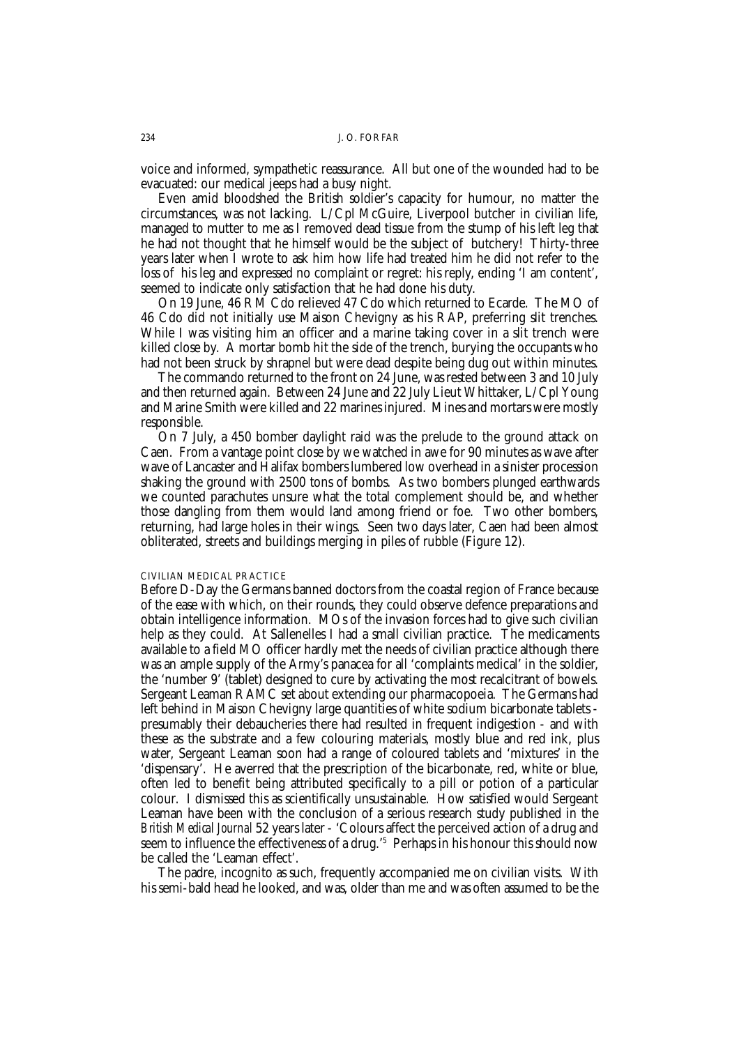voice and informed, sympathetic reassurance. All but one of the wounded had to be evacuated: our medical jeeps had a busy night.

Even amid bloodshed the British soldier's capacity for humour, no matter the circumstances, was not lacking. L/Cpl McGuire, Liverpool butcher in civilian life, managed to mutter to me as I removed dead tissue from the stump of his left leg that he had not thought that he himself would be the subject of butchery! Thirty-three years later when I wrote to ask him how life had treated him he did not refer to the loss of his leg and expressed no complaint or regret: his reply, ending 'I am content', seemed to indicate only satisfaction that he had done his duty.

On 19 June, 46 RM Cdo relieved 47 Cdo which returned to Ecarde. The MO of 46 Cdo did not initially use Maison Chevigny as his RAP, preferring slit trenches. While I was visiting him an officer and a marine taking cover in a slit trench were killed close by. A mortar bomb hit the side of the trench, burying the occupants who had not been struck by shrapnel but were dead despite being dug out within minutes.

The commando returned to the front on 24 June, was rested between 3 and 10 July and then returned again. Between 24 June and 22 July Lieut Whittaker, L/Cpl Young and Marine Smith were killed and 22 marines injured. Mines and mortars were mostly responsible.

On 7 July, a 450 bomber daylight raid was the prelude to the ground attack on Caen. From a vantage point close by we watched in awe for 90 minutes as wave after wave of Lancaster and Halifax bombers lumbered low overhead in a sinister procession shaking the ground with 2500 tons of bombs. As two bombers plunged earthwards we counted parachutes unsure what the total complement should be, and whether those dangling from them would land among friend or foe. Two other bombers, returning, had large holes in their wings. Seen two days later, Caen had been almost obliterated, streets and buildings merging in piles of rubble (Figure 12).

## CIVILIAN MEDICAL PRACTICE

Before D-Day the Germans banned doctors from the coastal region of France because of the ease with which, on their rounds, they could observe defence preparations and obtain intelligence information. MOs of the invasion forces had to give such civilian help as they could. At Sallenelles I had a small civilian practice. The medicaments available to a field MO officer hardly met the needs of civilian practice although there was an ample supply of the Army's panacea for all 'complaints medical' in the soldier, the 'number 9' (tablet) designed to cure by activating the most recalcitrant of bowels. Sergeant Leaman RAMC set about extending our pharmacopoeia. The Germans had left behind in Maison Chevigny large quantities of white sodium bicarbonate tablets - presumably their debaucheries there had resulted in frequent indigestion - and with these as the substrate and a few colouring materials, mostly blue and red ink, plus water, Sergeant Leaman soon had a range of coloured tablets and 'mixtures' in the 'dispensary'. He averred that the prescription of the bicarbonate, red, white or blue, often led to benefit being attributed specifically to a pill or potion of a particular colour. I dismissed this as scientifically unsustainable. How satisfied would Sergeant Leaman have been with the conclusion of a serious research study published in the *British Medical Journal* 52 years later - 'Colours affect the perceived action of a drug and seem to influence the effectiveness of a drug.'[5] Perhaps in his honour this should now be called the 'Leaman effect'.

The padre, incognito as such, frequently accompanied me on civilian visits. With his semi-bald head he looked, and was, older than me and was often assumed to be the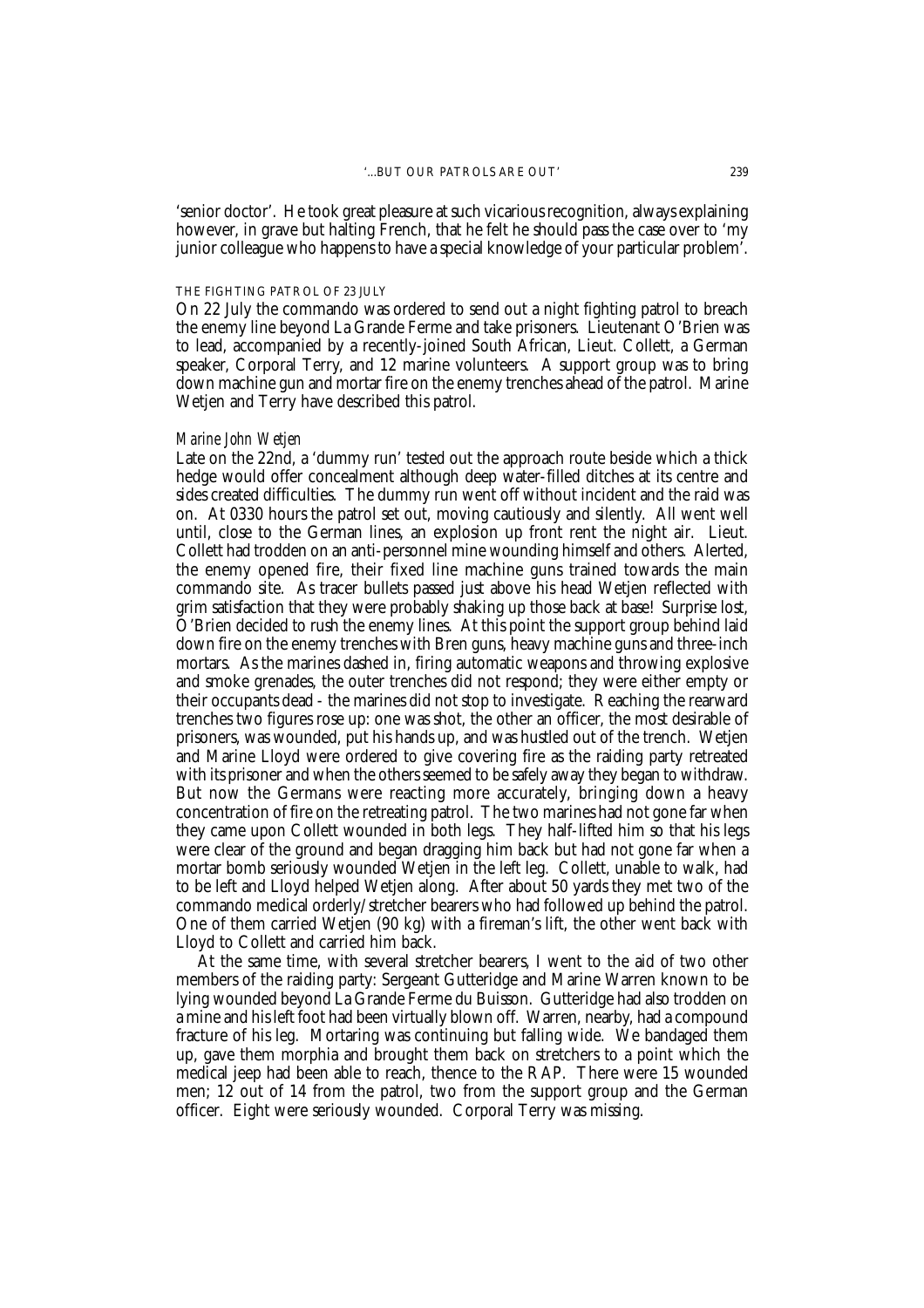'senior doctor'. He took great pleasure at such vicarious recognition, always explaining however, in grave but halting French, that he felt he should pass the case over to 'my junior colleague who happens to have a special knowledge of your particular problem'.

### THE FIGHTING PATROL OF 23 JULY

On 22 July the commando was ordered to send out a night fighting patrol to breach the enemy line beyond La Grande Ferme and take prisoners. Lieutenant O'Brien was to lead, accompanied by a recently-joined South African, Lieut. Collett, a German speaker, Corporal Terry, and 12 marine volunteers. A support group was to bring down machine gun and mortar fire on the enemy trenches ahead of the patrol. Marine Wetjen and Terry have described this patrol.

*Marine John Wetjen*

Late on the 22nd, a 'dummy run' tested out the approach route beside which a thick hedge would offer concealment although deep water-filled ditches at its centre and sides created difficulties. The dummy run went off without incident and the raid was on. At 0330 hours the patrol set out, moving cautiously and silently. All went well until, close to the German lines, an explosion up front rent the night air. Lieut. Collett had trodden on an anti-personnel mine wounding himself and others. Alerted, the enemy opened fire, their fixed line machine guns trained towards the main commando site. As tracer bullets passed just above his head Wetjen reflected with grim satisfaction that they were probably shaking up those back at base! Surprise lost, O'Brien decided to rush the enemy lines. At this point the support group behind laid down fire on the enemy trenches with Bren guns, heavy machine guns and three-inch mortars. As the marines dashed in, firing automatic weapons and throwing explosive and smoke grenades, the outer trenches did not respond; they were either empty or their occupants dead - the marines did not stop to investigate. Reaching the rearward trenches two figures rose up: one was shot, the other an officer, the most desirable of prisoners, was wounded, put his hands up, and was hustled out of the trench. Wetjen and Marine Lloyd were ordered to give covering fire as the raiding party retreated with its prisoner and when the others seemed to be safely away they began to withdraw. But now the Germans were reacting more accurately, bringing down a heavy concentration of fire on the retreating patrol. The two marines had not gone far when they came upon Collett wounded in both legs. They half-lifted him so that his legs were clear of the ground and began dragging him back but had not gone far when a mortar bomb seriously wounded Wetjen in the left leg. Collett, unable to walk, had to be left and Lloyd helped Wetjen along. After about 50 yards they met two of the commando medical orderly/stretcher bearers who had followed up behind the patrol. One of them carried Wetjen (90 kg) with a fireman's lift, the other went back with Lloyd to Collett and carried him back.

At the same time, with several stretcher bearers, I went to the aid of two other members of the raiding party: Sergeant Gutteridge and Marine Warren known to be lying wounded beyond La Grande Ferme du Buisson. Gutteridge had also trodden on a mine and his left foot had been virtually blown off. Warren, nearby, had a compound fracture of his leg. Mortaring was continuing but falling wide. We bandaged them up, gave them morphia and brought them back on stretchers to a point which the medical jeep had been able to reach, thence to the RAP. There were 15 wounded men; 12 out of 14 from the patrol, two from the support group and the German officer. Eight were seriously wounded. Corporal Terry was missing.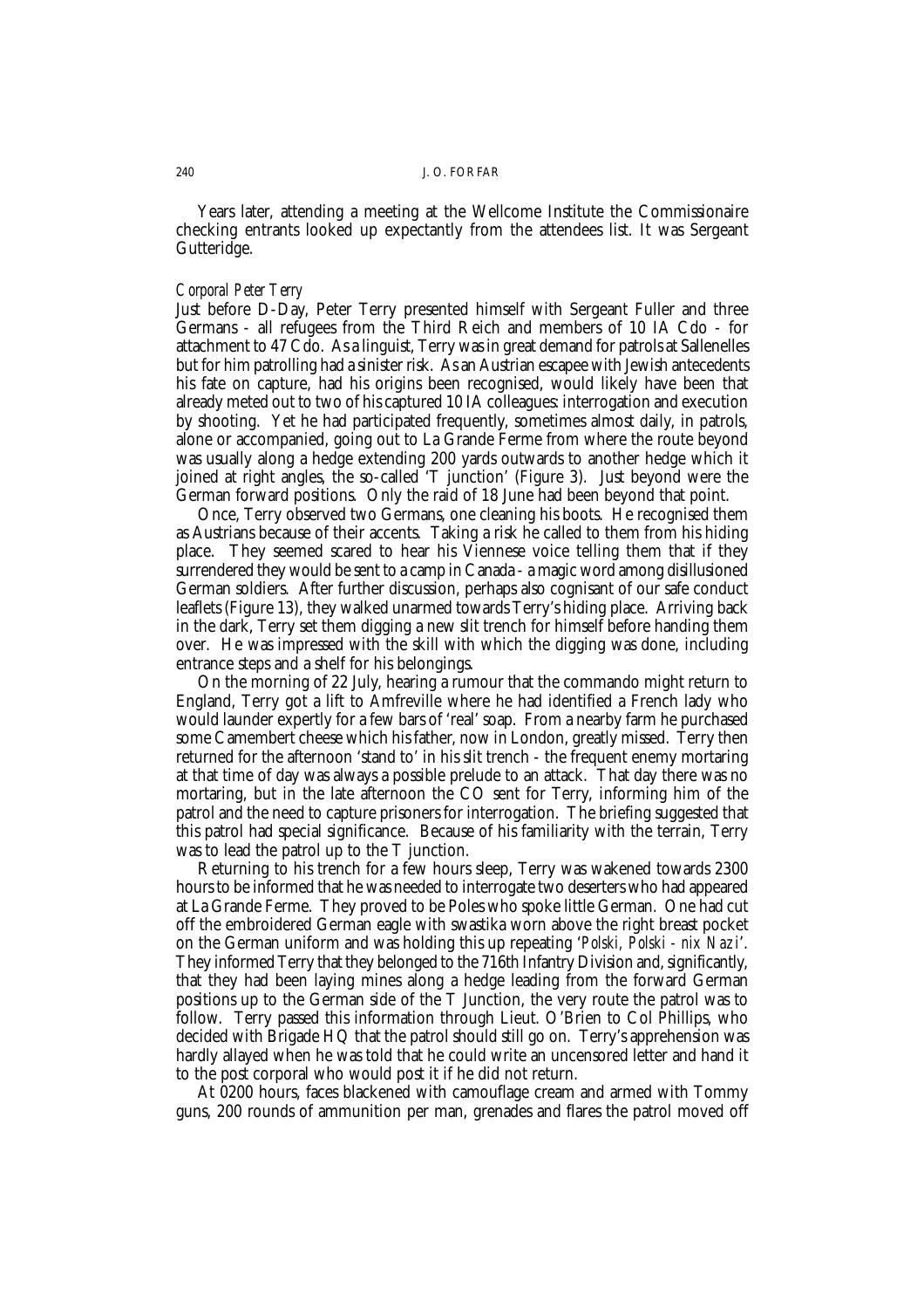Years later, attending a meeting at the Wellcome Institute the Commissionaire checking entrants looked up expectantly from the attendees list. It was Sergeant Gutteridge.

*Corporal Peter Terry*

Just before D-Day, Peter Terry presented himself with Sergeant Fuller and three Germans - all refugees from the Third Reich and members of 10 IA Cdo - for attachment to 47 Cdo. As a linguist, Terry was in great demand for patrols at Sallenelles but for him patrolling had a sinister risk. As an Austrian escapee with Jewish antecedents his fate on capture, had his origins been recognised, would likely have been that already meted out to two of his captured 10 IA colleagues: interrogation and execution by shooting. Yet he had participated frequently, sometimes almost daily, in patrols, alone or accompanied, going out to La Grande Ferme from where the route beyond was usually along a hedge extending 200 yards outwards to another hedge which it joined at right angles, the so-called 'T junction' (Figure 3). Just beyond were the German forward positions. Only the raid of 18 June had been beyond that point.

Once, Terry observed two Germans, one cleaning his boots. He recognised them as Austrians because of their accents. Taking a risk he called to them from his hiding place. They seemed scared to hear his Viennese voice telling them that if they surrendered they would be sent to a camp in Canada - a magic word among disillusioned German soldiers. After further discussion, perhaps also cognisant of our safe conduct leaflets (Figure 13), they walked unarmed towards Terry's hiding place. Arriving back in the dark, Terry set them digging a new slit trench for himself before handing them over. He was impressed with the skill with which the digging was done, including entrance steps and a shelf for his belongings.

On the morning of 22 July, hearing a rumour that the commando might return to England, Terry got a lift to Amfreville where he had identified a French lady who would launder expertly for a few bars of 'real' soap. From a nearby farm he purchased some Camembert cheese which his father, now in London, greatly missed. Terry then returned for the afternoon 'stand to' in his slit trench - the frequent enemy mortaring at that time of day was always a possible prelude to an attack. That day there was no mortaring, but in the late afternoon the CO sent for Terry, informing him of the patrol and the need to capture prisoners for interrogation. The briefing suggested that this patrol had special significance. Because of his familiarity with the terrain, Terry was to lead the patrol up to the T junction.

Returning to his trench for a few hours sleep, Terry was wakened towards 2300 hours to be informed that he was needed to interrogate two deserters who had appeared at La Grande Ferme. They proved to be Poles who spoke little German. One had cut off the embroidered German eagle with swastika worn above the right breast pocket on the German uniform and was holding this up repeating '*Polski, Polski - nix Nazi*'. They informed Terry that they belonged to the 716th Infantry Division and, significantly, that they had been laying mines along a hedge leading from the forward German positions up to the German side of the T Junction, the very route the patrol was to follow. Terry passed this information through Lieut. O'Brien to Col Phillips, who decided with Brigade HQ that the patrol should still go on. Terry's apprehension was hardly allayed when he was told that he could write an uncensored letter and hand it to the post corporal who would post it if he did not return.

At 0200 hours, faces blackened with camouflage cream and armed with Tommy guns, 200 rounds of ammunition per man, grenades and flares the patrol moved off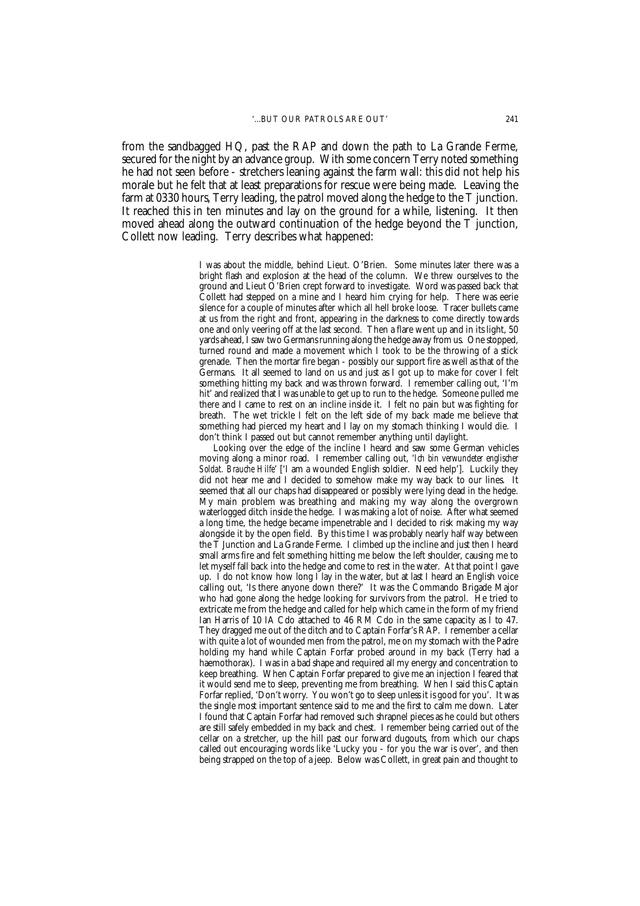from the sandbagged HQ, past the RAP and down the path to La Grande Ferme, secured for the night by an advance group. With some concern Terry noted something he had not seen before - stretchers leaning against the farm wall: this did not help his morale but he felt that at least preparations for rescue were being made. Leaving the farm at 0330 hours, Terry leading, the patrol moved along the hedge to the T junction. It reached this in ten minutes and lay on the ground for a while, listening. It then moved ahead along the outward continuation of the hedge beyond the T junction, Collett now leading. Terry describes what happened:

> I was about the middle, behind Lieut. O'Brien. Some minutes later there was a bright flash and explosion at the head of the column. We threw ourselves to the ground and Lieut O'Brien crept forward to investigate. Word was passed back that Collett had stepped on a mine and I heard him crying for help. There was eerie silence for a couple of minutes after which all hell broke loose. Tracer bullets came at us from the right and front, appearing in the darkness to come directly towards one and only veering off at the last second. Then a flare went up and in its light, 50 yards ahead, I saw two Germans running along the hedge away from us. One stopped, turned round and made a movement which I took to be the throwing of a stick grenade. Then the mortar fire began - possibly our support fire as well as that of the Germans. It all seemed to land on us and just as I got up to make for cover I felt something hitting my back and was thrown forward. I remember calling out, 'I'm hit' and realized that I was unable to get up to run to the hedge. Someone pulled me there and I came to rest on an incline inside it. I felt no pain but was fighting for breath. The wet trickle I felt on the left side of my back made me believe that something had pierced my heart and I lay on my stomach thinking I would die. I don't think I passed out but cannot remember anything until daylight.
>
> Looking over the edge of the incline I heard and saw some German vehicles moving along a minor road. I remember calling out, '*Ich bin verwundeter englischer Soldat. Brauche Hilfe*' ['I am a wounded English soldier. Need help']. Luckily they did not hear me and I decided to somehow make my way back to our lines. It seemed that all our chaps had disappeared or possibly were lying dead in the hedge. My main problem was breathing and making my way along the overgrown waterlogged ditch inside the hedge. I was making a lot of noise. After what seemed a long time, the hedge became impenetrable and I decided to risk making my way alongside it by the open field. By this time I was probably nearly half way between the T Junction and La Grande Ferme. I climbed up the incline and just then I heard small arms fire and felt something hitting me below the left shoulder, causing me to let myself fall back into the hedge and come to rest in the water. At that point I gave up. I do not know how long I lay in the water, but at last I heard an English voice calling out, 'Is there anyone down there?' It was the Commando Brigade Major who had gone along the hedge looking for survivors from the patrol. He tried to extricate me from the hedge and called for help which came in the form of my friend Ian Harris of 10 IA Cdo attached to 46 RM Cdo in the same capacity as I to 47. They dragged me out of the ditch and to Captain Forfar's RAP. I remember a cellar with quite a lot of wounded men from the patrol, me on my stomach with the Padre holding my hand while Captain Forfar probed around in my back (Terry had a haemothorax). I was in a bad shape and required all my energy and concentration to keep breathing. When Captain Forfar prepared to give me an injection I feared that it would send me to sleep, preventing me from breathing. When I said this Captain Forfar replied, 'Don't worry. You won't go to sleep unless it is good for you'. It was the single most important sentence said to me and the first to calm me down. Later I found that Captain Forfar had removed such shrapnel pieces as he could but others are still safely embedded in my back and chest. I remember being carried out of the cellar on a stretcher, up the hill past our forward dugouts, from which our chaps called out encouraging words like 'Lucky you - for you the war is over', and then being strapped on the top of a jeep. Below was Collett, in great pain and thought to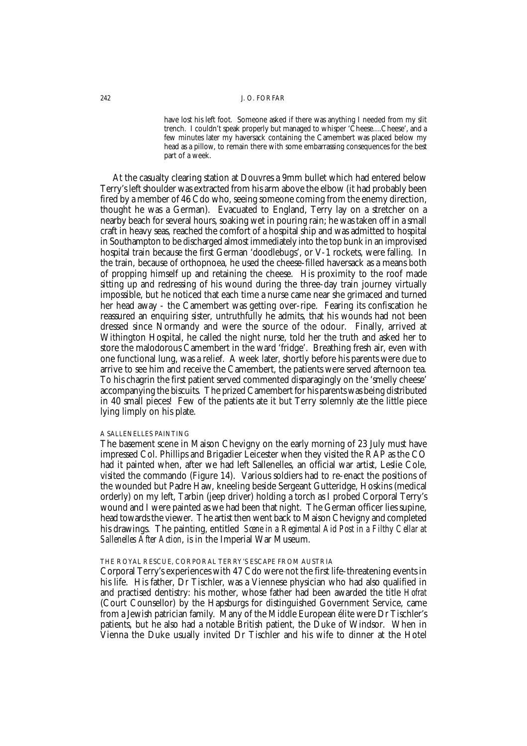> have lost his left foot. Someone asked if there was anything I needed from my slit trench. I couldn't speak properly but managed to whisper 'Cheese….Cheese', and a few minutes later my haversack containing the Camembert was placed below my head as a pillow, to remain there with some embarrassing consequences for the best part of a week.

At the casualty clearing station at Douvres a 9mm bullet which had entered below Terry's left shoulder was extracted from his arm above the elbow (it had probably been fired by a member of 46 Cdo who, seeing someone coming from the enemy direction, thought he was a German). Evacuated to England, Terry lay on a stretcher on a nearby beach for several hours, soaking wet in pouring rain; he was taken off in a small craft in heavy seas, reached the comfort of a hospital ship and was admitted to hospital in Southampton to be discharged almost immediately into the top bunk in an improvised hospital train because the first German 'doodlebugs', or V-1 rockets, were falling. In the train, because of orthopnoea, he used the cheese-filled haversack as a means both of propping himself up and retaining the cheese. His proximity to the roof made sitting up and redressing of his wound during the three-day train journey virtually impossible, but he noticed that each time a nurse came near she grimaced and turned her head away - the Camembert was getting over-ripe. Fearing its confiscation he reassured an enquiring sister, untruthfully he admits, that his wounds had not been dressed since Normandy and were the source of the odour. Finally, arrived at Withington Hospital, he called the night nurse, told her the truth and asked her to store the malodorous Camembert in the ward 'fridge'. Breathing fresh air, even with one functional lung, was a relief. A week later, shortly before his parents were due to arrive to see him and receive the Camembert, the patients were served afternoon tea. To his chagrin the first patient served commented disparagingly on the 'smelly cheese' accompanying the biscuits. The prized Camembert for his parents was being distributed in 40 small pieces! Few of the patients ate it but Terry solemnly ate the little piece lying limply on his plate.

#### A SALLENELLES PAINTING

The basement scene in Maison Chevigny on the early morning of 23 July must have impressed Col. Phillips and Brigadier Leicester when they visited the RAP as the CO had it painted when, after we had left Sallenelles, an official war artist, Leslie Cole, visited the commando (Figure 14). Various soldiers had to re-enact the positions of the wounded but Padre Haw, kneeling beside Sergeant Gutteridge, Hoskins (medical orderly) on my left, Tarbin (jeep driver) holding a torch as I probed Corporal Terry's wound and I were painted as we had been that night. The German officer lies supine, head towards the viewer. The artist then went back to Maison Chevigny and completed his drawings. The painting, entitled *Scene in a Regimental Aid Post in a Filthy Cellar at Sallenelles After Action*, is in the Imperial War Museum.

#### THE ROYAL RESCUE, CORPORAL TERRY'S ESCAPE FROM AUSTRIA

Corporal Terry's experiences with 47 Cdo were not the first life-threatening events in his life. His father, Dr Tischler, was a Viennese physician who had also qualified in and practised dentistry: his mother, whose father had been awarded the title *Hofrat* (Court Counsellor) by the Hapsburgs for distinguished Government Service, came from a Jewish patrician family. Many of the Middle European élite were Dr Tischler's patients, but he also had a notable British patient, the Duke of Windsor. When in Vienna the Duke usually invited Dr Tischler and his wife to dinner at the Hotel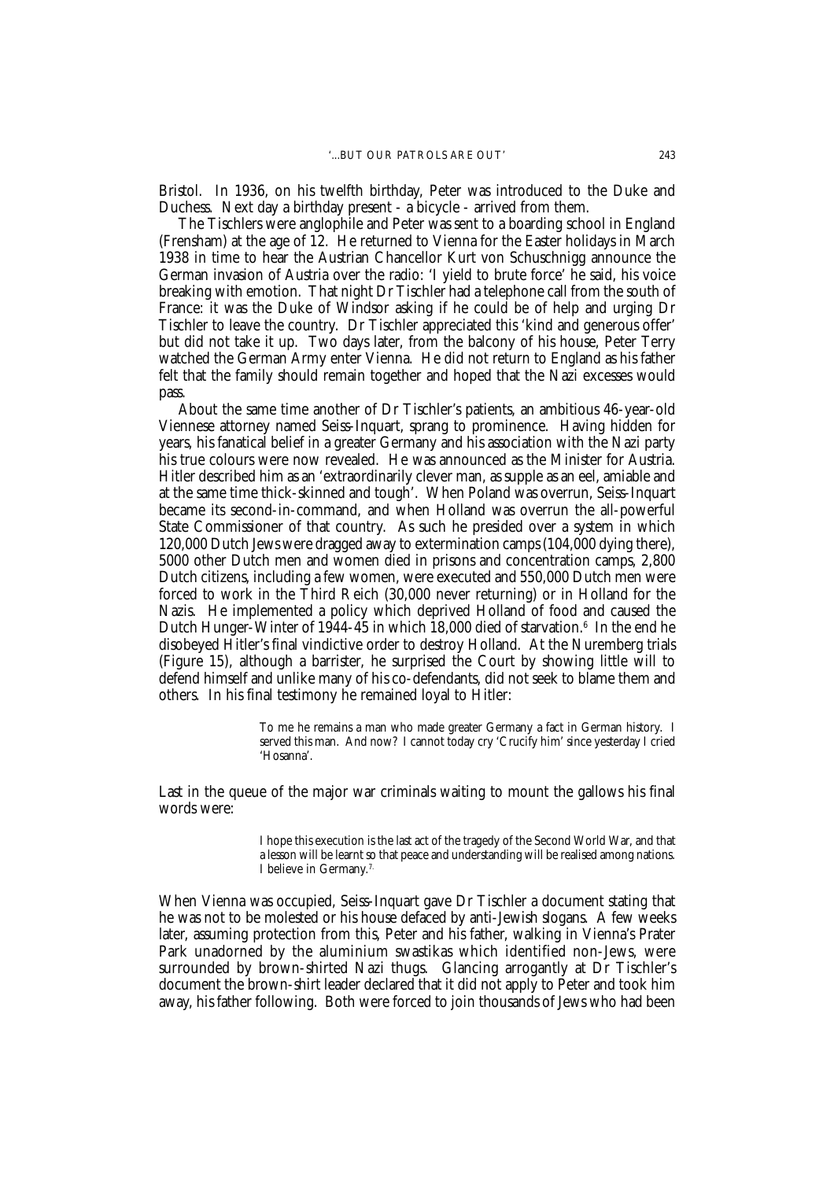Bristol. In 1936, on his twelfth birthday, Peter was introduced to the Duke and Duchess. Next day a birthday present - a bicycle - arrived from them.

The Tischlers were anglophile and Peter was sent to a boarding school in England (Frensham) at the age of 12. He returned to Vienna for the Easter holidays in March 1938 in time to hear the Austrian Chancellor Kurt von Schuschnigg announce the German invasion of Austria over the radio: 'I yield to brute force' he said, his voice breaking with emotion. That night Dr Tischler had a telephone call from the south of France: it was the Duke of Windsor asking if he could be of help and urging Dr Tischler to leave the country. Dr Tischler appreciated this 'kind and generous offer' but did not take it up. Two days later, from the balcony of his house, Peter Terry watched the German Army enter Vienna. He did not return to England as his father felt that the family should remain together and hoped that the Nazi excesses would pass.

About the same time another of Dr Tischler's patients, an ambitious 46-year-old Viennese attorney named Seiss-Inquart, sprang to prominence. Having hidden for years, his fanatical belief in a greater Germany and his association with the Nazi party his true colours were now revealed. He was announced as the Minister for Austria. Hitler described him as an 'extraordinarily clever man, as supple as an eel, amiable and at the same time thick-skinned and tough'. When Poland was overrun, Seiss-Inquart became its second-in-command, and when Holland was overrun the all-powerful State Commissioner of that country. As such he presided over a system in which 120,000 Dutch Jews were dragged away to extermination camps (104,000 dying there), 5000 other Dutch men and women died in prisons and concentration camps, 2,800 Dutch citizens, including a few women, were executed and 550,000 Dutch men were forced to work in the Third Reich (30,000 never returning) or in Holland for the Nazis. He implemented a policy which deprived Holland of food and caused the Dutch Hunger-Winter of 1944-45 in which 18,000 died of starvation.[6] In the end he disobeyed Hitler's final vindictive order to destroy Holland. At the Nuremberg trials (Figure 15), although a barrister, he surprised the Court by showing little will to defend himself and unlike many of his co-defendants, did not seek to blame them and others. In his final testimony he remained loyal to Hitler:

> To me he remains a man who made greater Germany a fact in German history. I served this man. And now? I cannot today cry 'Crucify him' since yesterday I cried 'Hosanna'.

Last in the queue of the major war criminals waiting to mount the gallows his final words were:

> I hope this execution is the last act of the tragedy of the Second World War, and that a lesson will be learnt so that peace and understanding will be realised among nations. I believe in Germany.[7]

When Vienna was occupied, Seiss-Inquart gave Dr Tischler a document stating that he was not to be molested or his house defaced by anti-Jewish slogans. A few weeks later, assuming protection from this, Peter and his father, walking in Vienna's Prater Park unadorned by the aluminium swastikas which identified non-Jews, were surrounded by brown-shirted Nazi thugs. Glancing arrogantly at Dr Tischler's document the brown-shirt leader declared that it did not apply to Peter and took him away, his father following. Both were forced to join thousands of Jews who had been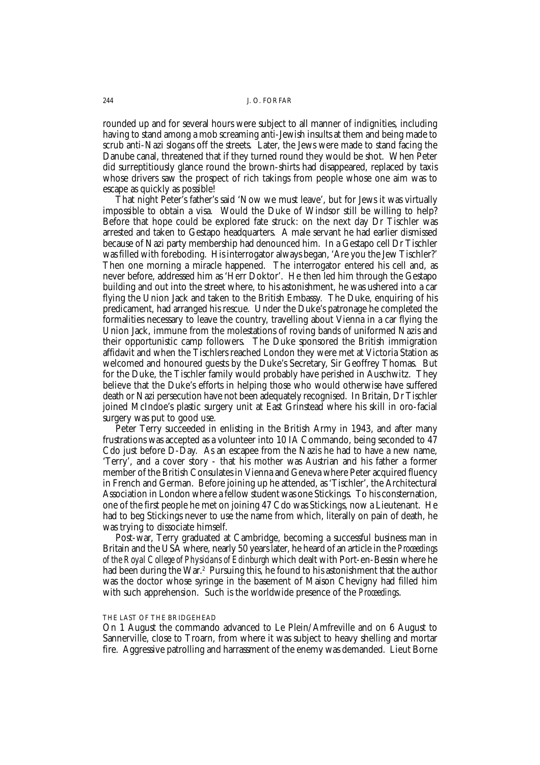rounded up and for several hours were subject to all manner of indignities, including having to stand among a mob screaming anti-Jewish insults at them and being made to scrub anti-Nazi slogans off the streets. Later, the Jews were made to stand facing the Danube canal, threatened that if they turned round they would be shot. When Peter did surreptitiously glance round the brown-shirts had disappeared, replaced by taxis whose drivers saw the prospect of rich takings from people whose one aim was to escape as quickly as possible!

That night Peter's father's said 'Now we must leave', but for Jews it was virtually impossible to obtain a visa. Would the Duke of Windsor still be willing to help? Before that hope could be explored fate struck: on the next day Dr Tischler was arrested and taken to Gestapo headquarters. A male servant he had earlier dismissed because of Nazi party membership had denounced him. In a Gestapo cell Dr Tischler was filled with foreboding. His interrogator always began, 'Are you the Jew Tischler?' Then one morning a miracle happened. The interrogator entered his cell and, as never before, addressed him as 'Herr Doktor'. He then led him through the Gestapo building and out into the street where, to his astonishment, he was ushered into a car flying the Union Jack and taken to the British Embassy. The Duke, enquiring of his predicament, had arranged his rescue. Under the Duke's patronage he completed the formalities necessary to leave the country, travelling about Vienna in a car flying the Union Jack, immune from the molestations of roving bands of uniformed Nazis and their opportunistic camp followers. The Duke sponsored the British immigration affidavit and when the Tischlers reached London they were met at Victoria Station as welcomed and honoured guests by the Duke's Secretary, Sir Geoffrey Thomas. But for the Duke, the Tischler family would probably have perished in Auschwitz. They believe that the Duke's efforts in helping those who would otherwise have suffered death or Nazi persecution have not been adequately recognised. In Britain, Dr Tischler joined McIndoe's plastic surgery unit at East Grinstead where his skill in oro-facial surgery was put to good use.

Peter Terry succeeded in enlisting in the British Army in 1943, and after many frustrations was accepted as a volunteer into 10 IA Commando, being seconded to 47 Cdo just before D-Day. As an escapee from the Nazis he had to have a new name, 'Terry', and a cover story - that his mother was Austrian and his father a former member of the British Consulates in Vienna and Geneva where Peter acquired fluency in French and German. Before joining up he attended, as 'Tischler', the Architectural Association in London where a fellow student was one Stickings. To his consternation, one of the first people he met on joining 47 Cdo was Stickings, now a Lieutenant. He had to beg Stickings never to use the name from which, literally on pain of death, he was trying to dissociate himself.

Post-war, Terry graduated at Cambridge, becoming a successful business man in Britain and the USA where, nearly 50 years later, he heard of an article in the *Proceedings of the Royal College of Physicians of Edinburgh* which dealt with Port-en-Bessin where he had been during the War.[2] Pursuing this, he found to his astonishment that the author was the doctor whose syringe in the basement of Maison Chevigny had filled him with such apprehension. Such is the worldwide presence of the *Proceedings*.

## THE LAST OF THE BRIDGEHEAD

On 1 August the commando advanced to Le Plein/Amfreville and on 6 August to Sannerville, close to Troarn, from where it was subject to heavy shelling and mortar fire. Aggressive patrolling and harrassment of the enemy was demanded. Lieut Borne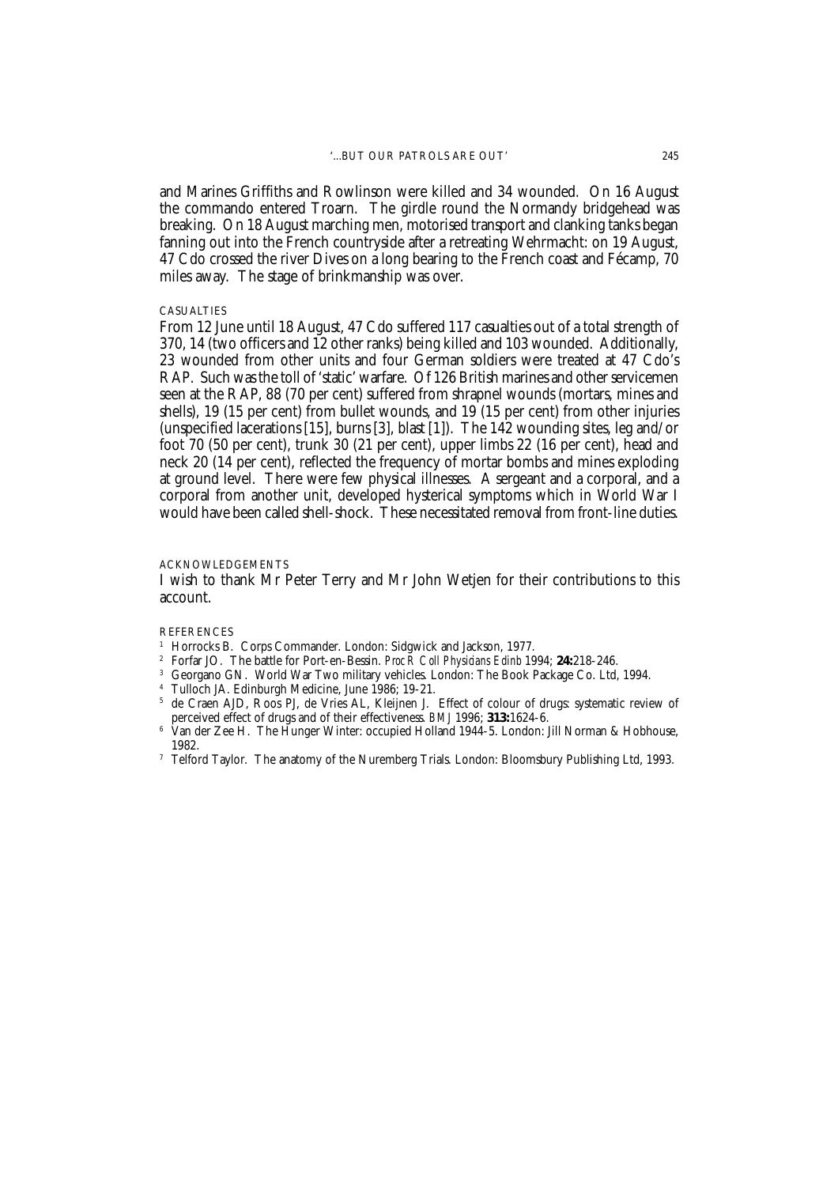and Marines Griffiths and Rowlinson were killed and 34 wounded. On 16 August the commando entered Troarn. The girdle round the Normandy bridgehead was breaking. On 18 August marching men, motorised transport and clanking tanks began fanning out into the French countryside after a retreating Wehrmacht: on 19 August, 47 Cdo crossed the river Dives on a long bearing to the French coast and Fécamp, 70 miles away. The stage of brinkmanship was over.

## CASUALTIES

From 12 June until 18 August, 47 Cdo suffered 117 casualties out of a total strength of 370, 14 (two officers and 12 other ranks) being killed and 103 wounded. Additionally, 23 wounded from other units and four German soldiers were treated at 47 Cdo's RAP. Such was the toll of 'static' warfare. Of 126 British marines and other servicemen seen at the RAP, 88 (70 per cent) suffered from shrapnel wounds (mortars, mines and shells), 19 (15 per cent) from bullet wounds, and 19 (15 per cent) from other injuries (unspecified lacerations [15], burns [3], blast [1]). The 142 wounding sites, leg and/or foot 70 (50 per cent), trunk 30 (21 per cent), upper limbs 22 (16 per cent), head and neck 20 (14 per cent), reflected the frequency of mortar bombs and mines exploding at ground level. There were few physical illnesses. A sergeant and a corporal, and a corporal from another unit, developed hysterical symptoms which in World War I would have been called shell-shock. These necessitated removal from front-line duties.

## ACKNOWLEDGEMENTS

I wish to thank Mr Peter Terry and Mr John Wetjen for their contributions to this account.

## REFERENCES

1. Horrocks B. Corps Commander. London: Sidgwick and Jackson, 1977.
2. Forfar JO. The battle for Port-en-Bessin. *Proc R Coll Physicians Edinb* 1994; **24:**218-246.
3. Georgano GN. World War Two military vehicles. London: The Book Package Co. Ltd, 1994.
4. Tulloch JA. Edinburgh Medicine, June 1986; 19-21.
5. de Craen AJD, Roos PJ, de Vries AL, Kleijnen J. Effect of colour of drugs: systematic review of perceived effect of drugs and of their effectiveness. *BMJ* 1996; **313:**1624-6.
6. Van der Zee H. The Hunger Winter: occupied Holland 1944-5. London: Jill Norman & Hobhouse, 1982.
7. Telford Taylor. The anatomy of the Nuremberg Trials. London: Bloomsbury Publishing Ltd, 1993.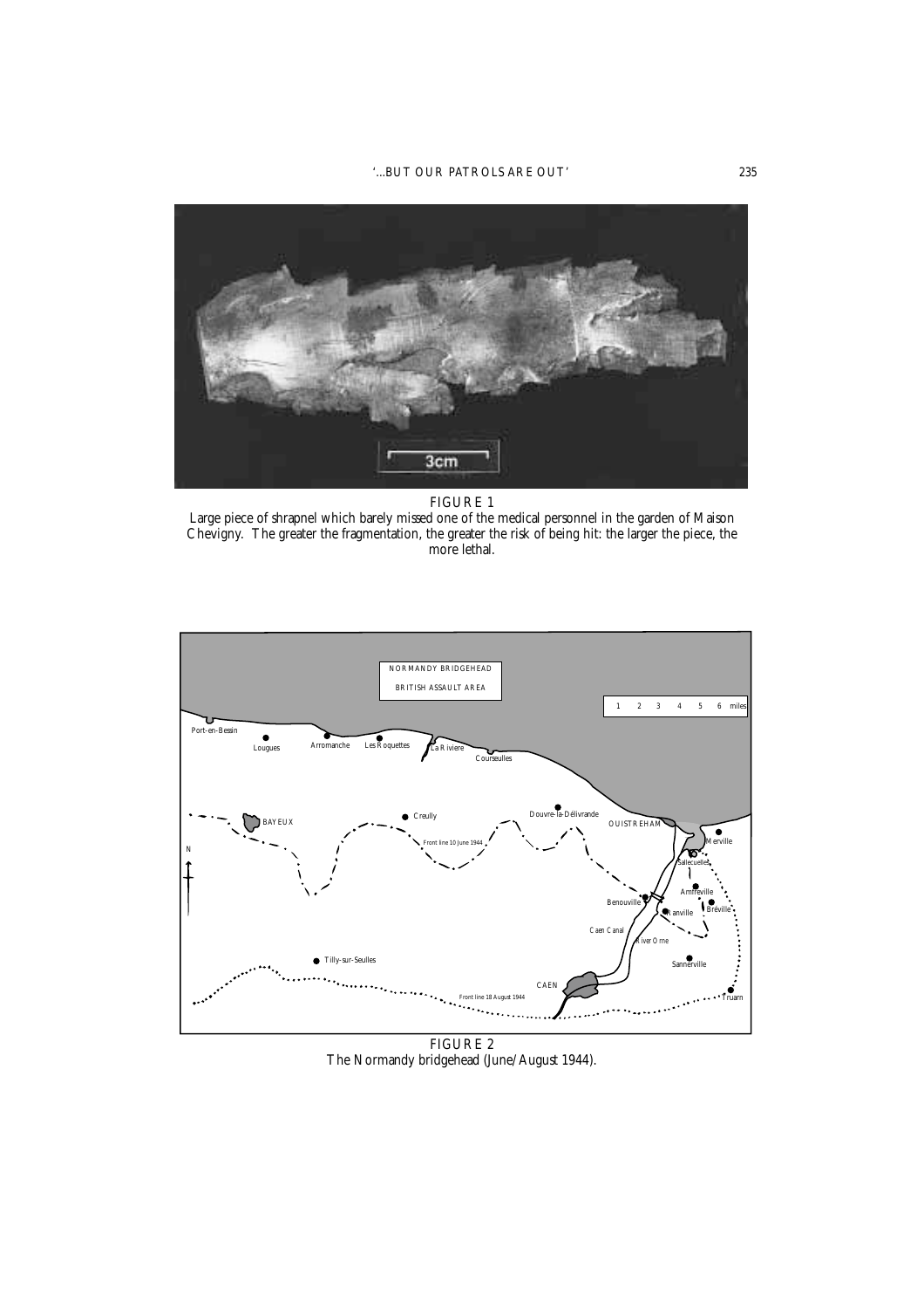FIGURE 1
Large piece of shrapnel which barely missed one of the medical personnel in the garden of Maison Chevigny. The greater the fragmentation, the greater the risk of being hit: the larger the piece, the more lethal.

FIGURE 2
The Normandy bridgehead (June/August 1944).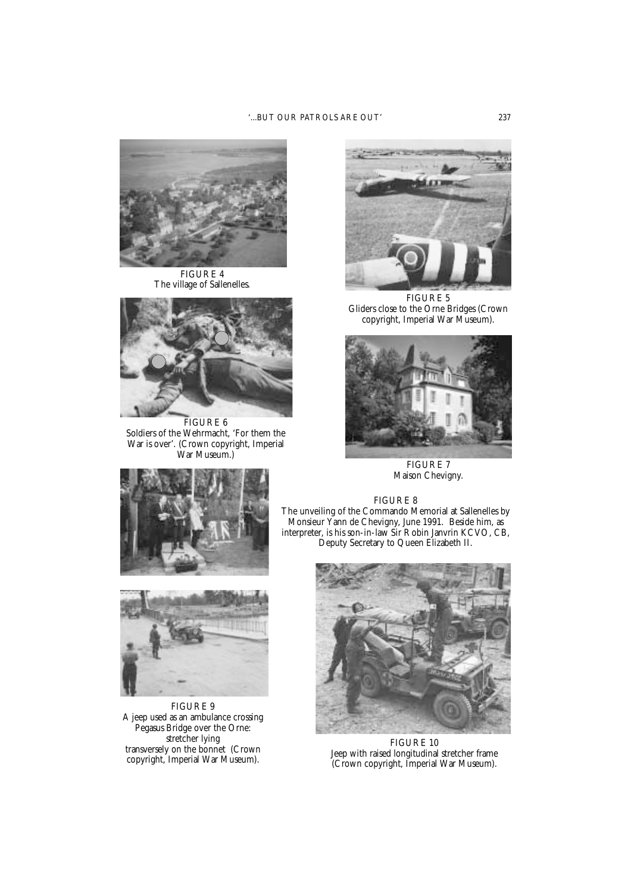FIGURE 4
The village of Sallenelles.

FIGURE 5
Gliders close to the Orne Bridges (Crown copyright, Imperial War Museum).

FIGURE 6
Soldiers of the Wehrmacht, 'For them the War is over'. (Crown copyright, Imperial War Museum.)

FIGURE 7
Maison Chevigny.

FIGURE 8
The unveiling of the Commando Memorial at Sallenelles by Monsieur Yann de Chevigny, June 1991. Beside him, as interpreter, is his son-in-law Sir Robin Janvrin KCVO, CB, Deputy Secretary to Queen Elizabeth II.

FIGURE 9
A jeep used as an ambulance crossing Pegasus Bridge over the Orne: stretcher lying transversely on the bonnet (Crown copyright, Imperial War Museum).

FIGURE 10
Jeep with raised longitudinal stretcher frame (Crown copyright, Imperial War Museum).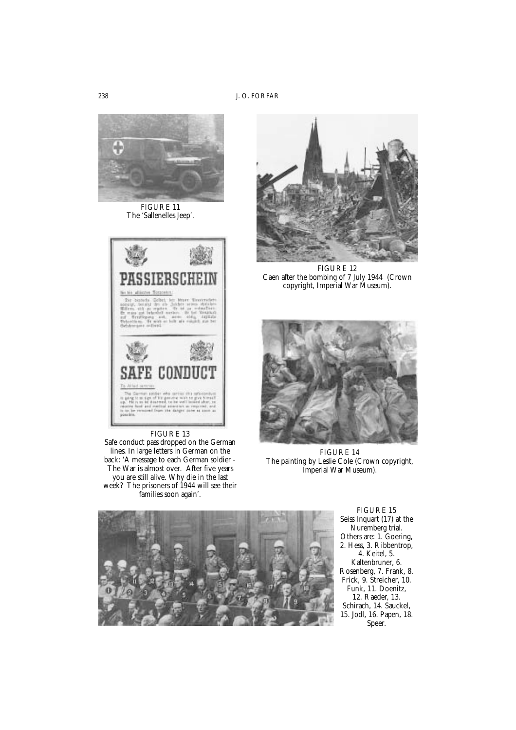FIGURE 11
The 'Sallenelles Jeep'.

FIGURE 12
Caen after the bombing of 7 July 1944 (Crown copyright, Imperial War Museum).

FIGURE 13
Safe conduct pass dropped on the German lines. In large letters in German on the back: 'A message to each German soldier - The War is almost over. After five years you are still alive. Why die in the last week? The prisoners of 1944 will see their families soon again'.

FIGURE 14
The painting by Leslie Cole (Crown copyright, Imperial War Museum).

FIGURE 15
Seiss Inquart (17) at the Nuremberg trial. Others are: 1. Goering, 2. Hess, 3. Ribbentrop, 4. Keitel, 5. Kaltenbruner, 6. Rosenberg, 7. Frank, 8. Frick, 9. Streicher, 10. Funk, 11. Doenitz, 12. Raeder, 13. Schirach, 14. Sauckel, 15. Jodl, 16. Papen, 18. Speer.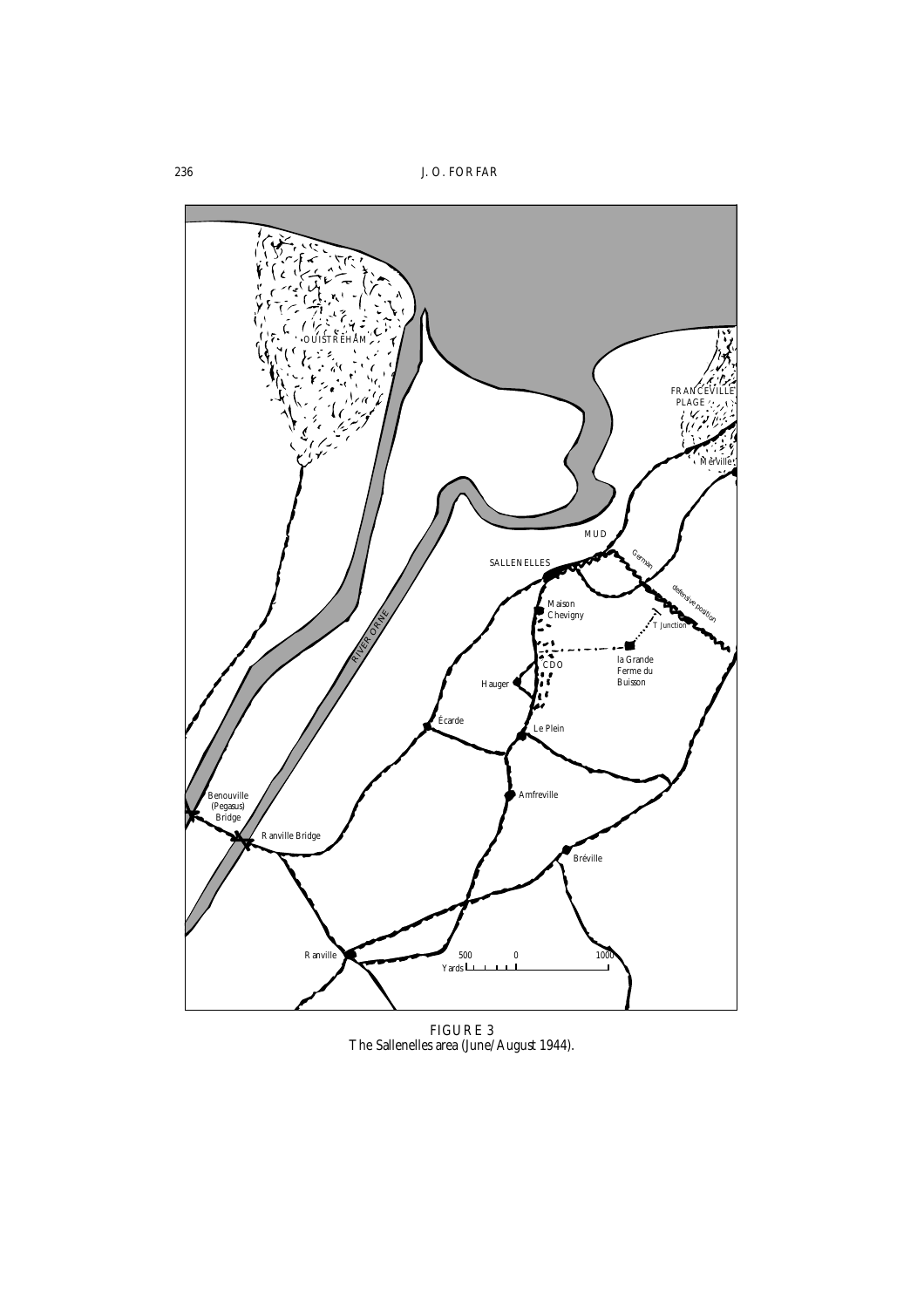OUISTREHAM

FRANCEVILLE PLAGE

Merville

MUD

SALLENELLES

German defensive position

Maison Chevigny

T Junction

RIVER ORNE

CDO

la Grande Ferme du Buisson

Hauger

Écarde

Le Plein

Amfreville

Benouville (Pegasus) Bridge

Ranville Bridge

Bréville

Ranville

500 0 1000

Yards

FIGURE 3
The Sallenelles area (June/August 1944).